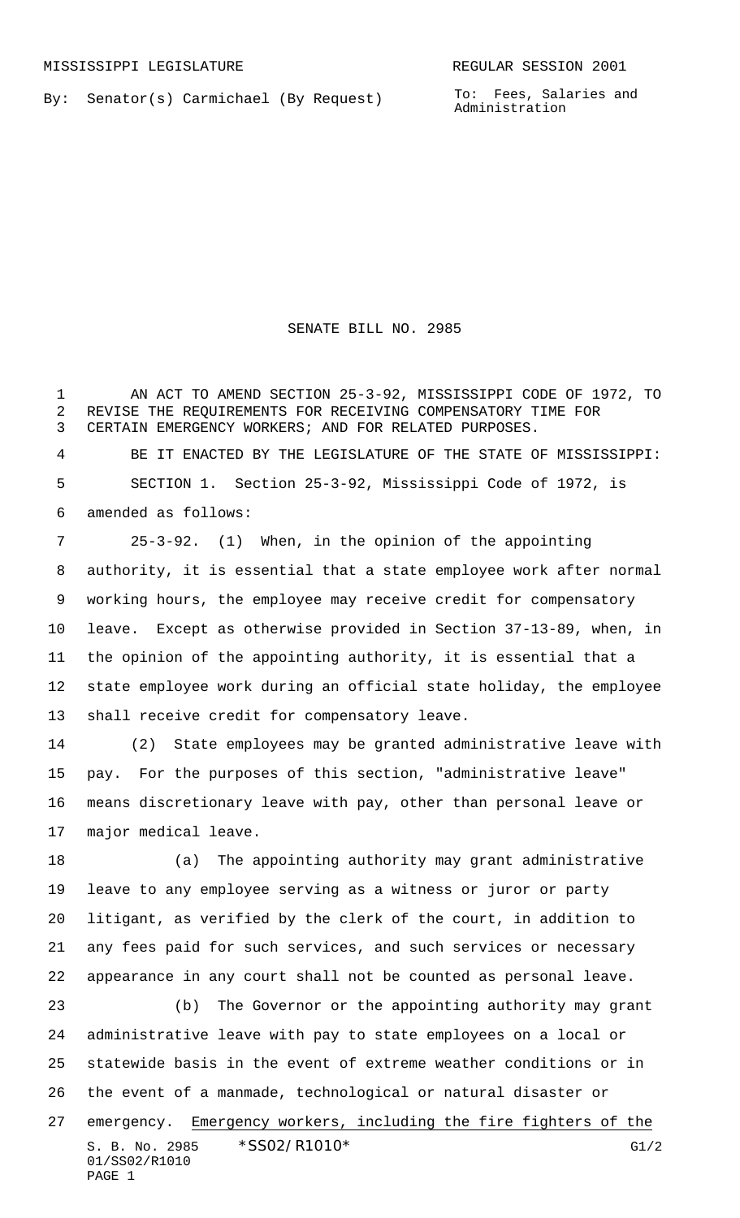MISSISSIPPI LEGISLATURE REGULAR SESSION 2001

By: Senator(s) Carmichael (By Request)

To: Fees, Salaries and Administration

# SENATE BILL NO. 2985

AN ACT TO AMEND SECTION 25-3-92, MISSISSIPPI CODE OF 1972, TO REVISE THE REQUIREMENTS FOR RECEIVING COMPENSATORY TIME FOR CERTAIN EMERGENCY WORKERS; AND FOR RELATED PURPOSES.

BE IT ENACTED BY THE LEGISLATURE OF THE STATE OF MISSISSIPPI:

SECTION 1. Section 25-3-92, Mississippi Code of 1972, is amended as follows:

25-3-92. (1) When, in the opinion of the appointing authority, it is essential that a state employee work after normal working hours, the employee may receive credit for compensatory leave. Except as otherwise provided in Section 37-13-89, when, in the opinion of the appointing authority, it is essential that a state employee work during an official state holiday, the employee shall receive credit for compensatory leave.

(2) State employees may be granted administrative leave with pay. For the purposes of this section, "administrative leave" means discretionary leave with pay, other than personal leave or major medical leave.

(a) The appointing authority may grant administrative leave to any employee serving as a witness or juror or party litigant, as verified by the clerk of the court, in addition to any fees paid for such services, and such services or necessary appearance in any court shall not be counted as personal leave.

(b) The Governor or the appointing authority may grant administrative leave with pay to state employees on a local or statewide basis in the event of extreme weather conditions or in the event of a manmade, technological or natural disaster or emergency. Emergency workers, including the fire fighters of the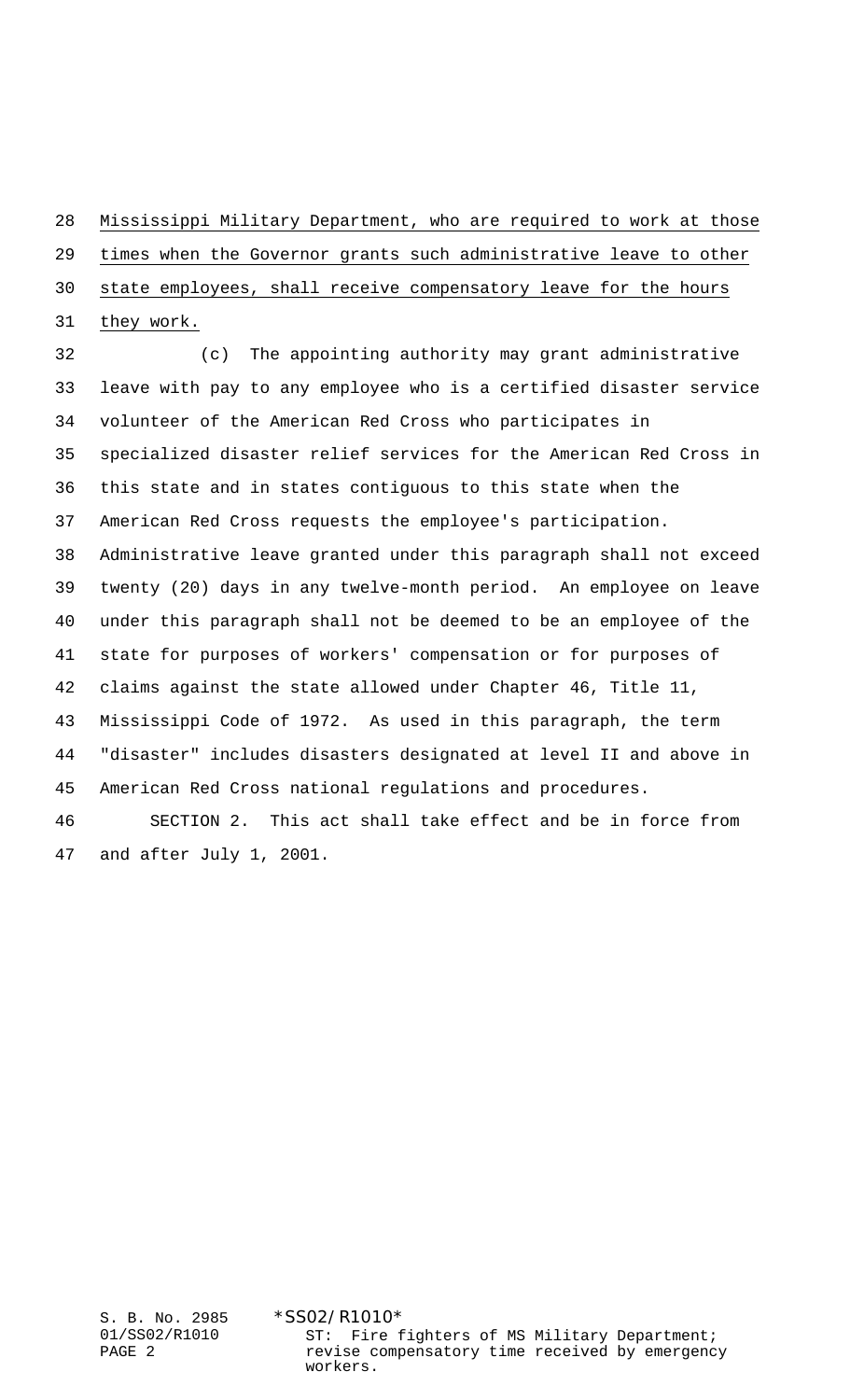Mississippi Military Department, who are required to work at those times when the Governor grants such administrative leave to other state employees, shall receive compensatory leave for the hours they work.

(c) The appointing authority may grant administrative leave with pay to any employee who is a certified disaster service volunteer of the American Red Cross who participates in specialized disaster relief services for the American Red Cross in this state and in states contiguous to this state when the American Red Cross requests the employee's participation. Administrative leave granted under this paragraph shall not exceed twenty (20) days in any twelve-month period. An employee on leave under this paragraph shall not be deemed to be an employee of the state for purposes of workers' compensation or for purposes of claims against the state allowed under Chapter 46, Title 11, Mississippi Code of 1972. As used in this paragraph, the term "disaster" includes disasters designated at level II and above in American Red Cross national regulations and procedures.

SECTION 2. This act shall take effect and be in force from and after July 1, 2001.

ST: Fire fighters of MS Military Department; revise compensatory time received by emergency workers.